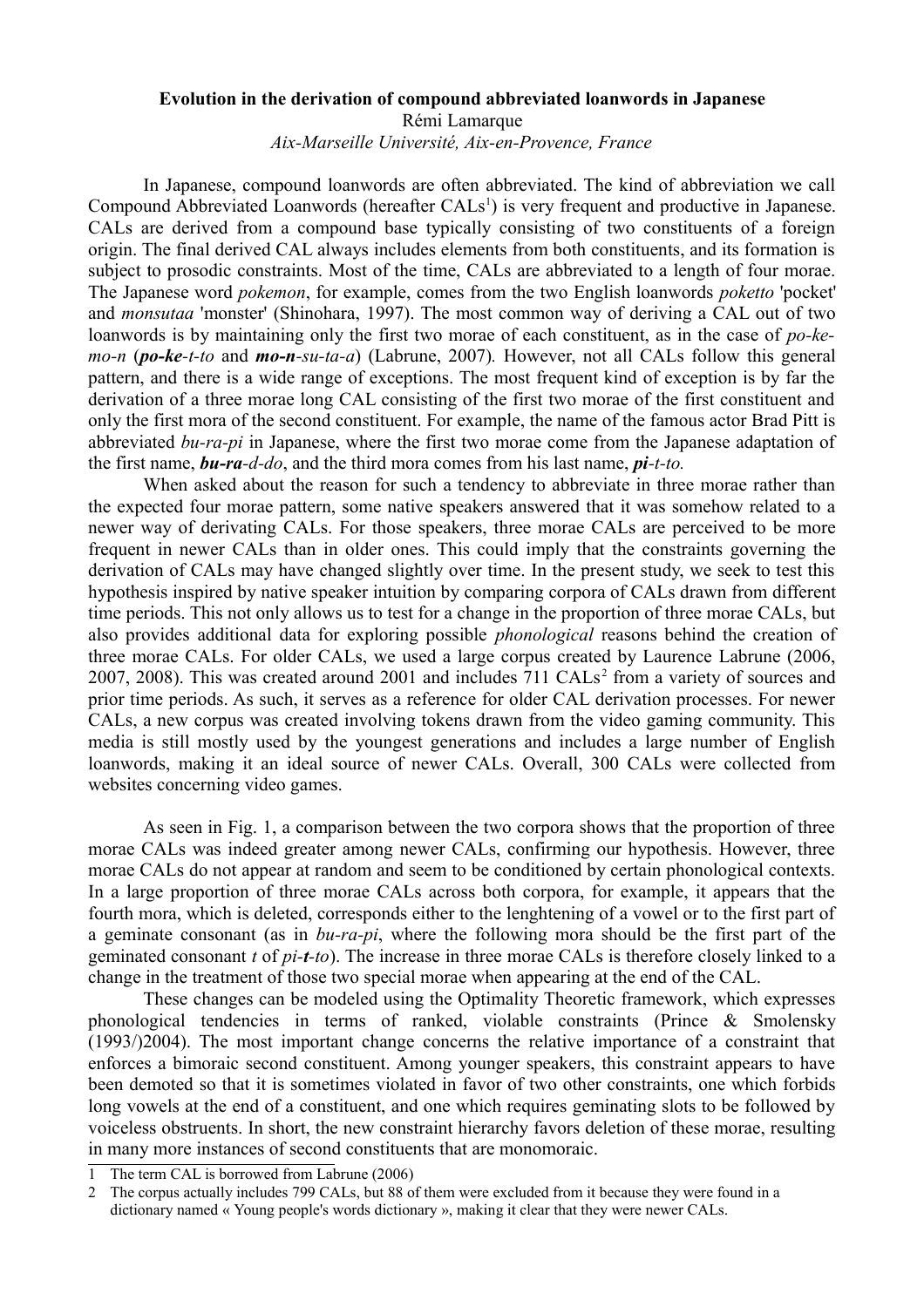**Evolution in the derivation of compound abbreviated loanwords in Japanese**

Rémi Lamarque

*Aix-Marseille Université, Aix-en-Provence, France*

In Japanese, compound loanwords are often abbreviated. The kind of abbreviation we call Compound Abbreviated Loanwords (hereafter CALs[1]) is very frequent and productive in Japanese. CALs are derived from a compound base typically consisting of two constituents of a foreign origin. The final derived CAL always includes elements from both constituents, and its formation is subject to prosodic constraints. Most of the time, CALs are abbreviated to a length of four morae. The Japanese word *pokemon*, for example, comes from the two English loanwords *poketto* 'pocket' and *monsutaa* 'monster' (Shinohara, 1997). The most common way of deriving a CAL out of two loanwords is by maintaining only the first two morae of each constituent, as in the case of *po-ke-mo-n* (***po-ke**-t-to* and ***mo-n**-su-ta-a*) (Labrune, 2007). However, not all CALs follow this general pattern, and there is a wide range of exceptions. The most frequent kind of exception is by far the derivation of a three morae long CAL consisting of the first two morae of the first constituent and only the first mora of the second constituent. For example, the name of the famous actor Brad Pitt is abbreviated *bu-ra-pi* in Japanese, where the first two morae come from the Japanese adaptation of the first name, ***bu-ra**-d-do*, and the third mora comes from his last name, ***pi**-t-to.*

When asked about the reason for such a tendency to abbreviate in three morae rather than the expected four morae pattern, some native speakers answered that it was somehow related to a newer way of derivating CALs. For those speakers, three morae CALs are perceived to be more frequent in newer CALs than in older ones. This could imply that the constraints governing the derivation of CALs may have changed slightly over time. In the present study, we seek to test this hypothesis inspired by native speaker intuition by comparing corpora of CALs drawn from different time periods. This not only allows us to test for a change in the proportion of three morae CALs, but also provides additional data for exploring possible *phonological* reasons behind the creation of three morae CALs. For older CALs, we used a large corpus created by Laurence Labrune (2006, 2007, 2008). This was created around 2001 and includes 711 CALs[2] from a variety of sources and prior time periods. As such, it serves as a reference for older CAL derivation processes. For newer CALs, a new corpus was created involving tokens drawn from the video gaming community. This media is still mostly used by the youngest generations and includes a large number of English loanwords, making it an ideal source of newer CALs. Overall, 300 CALs were collected from websites concerning video games.

As seen in Fig. 1, a comparison between the two corpora shows that the proportion of three morae CALs was indeed greater among newer CALs, confirming our hypothesis. However, three morae CALs do not appear at random and seem to be conditioned by certain phonological contexts. In a large proportion of three morae CALs across both corpora, for example, it appears that the fourth mora, which is deleted, corresponds either to the lenghtening of a vowel or to the first part of a geminate consonant (as in *bu-ra-pi*, where the following mora should be the first part of the geminated consonant *t* of *pi-**t**-to*). The increase in three morae CALs is therefore closely linked to a change in the treatment of those two special morae when appearing at the end of the CAL.

These changes can be modeled using the Optimality Theoretic framework, which expresses phonological tendencies in terms of ranked, violable constraints (Prince & Smolensky (1993/)2004). The most important change concerns the relative importance of a constraint that enforces a bimoraic second constituent. Among younger speakers, this constraint appears to have been demoted so that it is sometimes violated in favor of two other constraints, one which forbids long vowels at the end of a constituent, and one which requires geminating slots to be followed by voiceless obstruents. In short, the new constraint hierarchy favors deletion of these morae, resulting in many more instances of second constituents that are monomoraic.

1 The term CAL is borrowed from Labrune (2006)

2 The corpus actually includes 799 CALs, but 88 of them were excluded from it because they were found in a dictionary named « Young people's words dictionary », making it clear that they were newer CALs.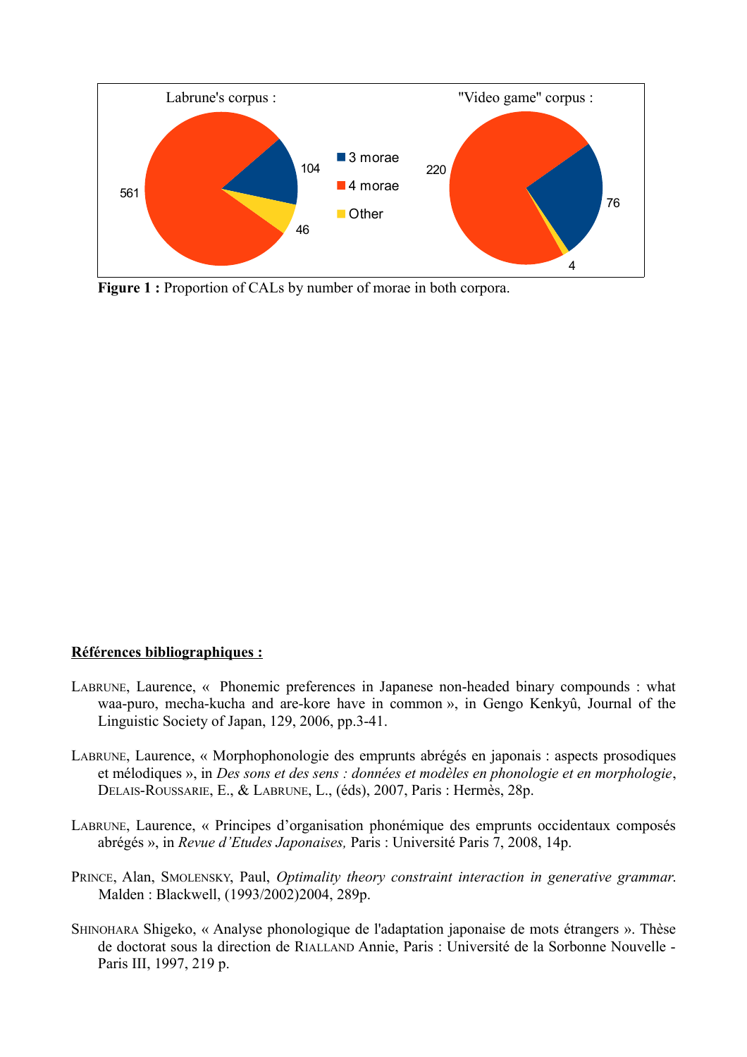Labrune's corpus :

561

104

46

3 morae

4 morae

Other

"Video game" corpus :

220

76

4

**Figure 1 :** Proportion of CALs by number of morae in both corpora.

**<u>Références bibliographiques :</u>**

LABRUNE, Laurence, « Phonemic preferences in Japanese non-headed binary compounds : what waa-puro, mecha-kucha and are-kore have in common », in Gengo Kenkyû, Journal of the Linguistic Society of Japan, 129, 2006, pp.3-41.

LABRUNE, Laurence, « Morphophonologie des emprunts abrégés en japonais : aspects prosodiques et mélodiques », in *Des sons et des sens : données et modèles en phonologie et en morphologie*, DELAIS-ROUSSARIE, E., & LABRUNE, L., (éds), 2007, Paris : Hermès, 28p.

LABRUNE, Laurence, « Principes d'organisation phonémique des emprunts occidentaux composés abrégés », in *Revue d'Etudes Japonaises,* Paris : Université Paris 7, 2008, 14p.

PRINCE, Alan, SMOLENSKY, Paul, *Optimality theory constraint interaction in generative grammar.* Malden : Blackwell, (1993/2002)2004, 289p.

SHINOHARA Shigeko, « Analyse phonologique de l'adaptation japonaise de mots étrangers ». Thèse de doctorat sous la direction de RIALLAND Annie, Paris : Université de la Sorbonne Nouvelle - Paris III, 1997, 219 p.